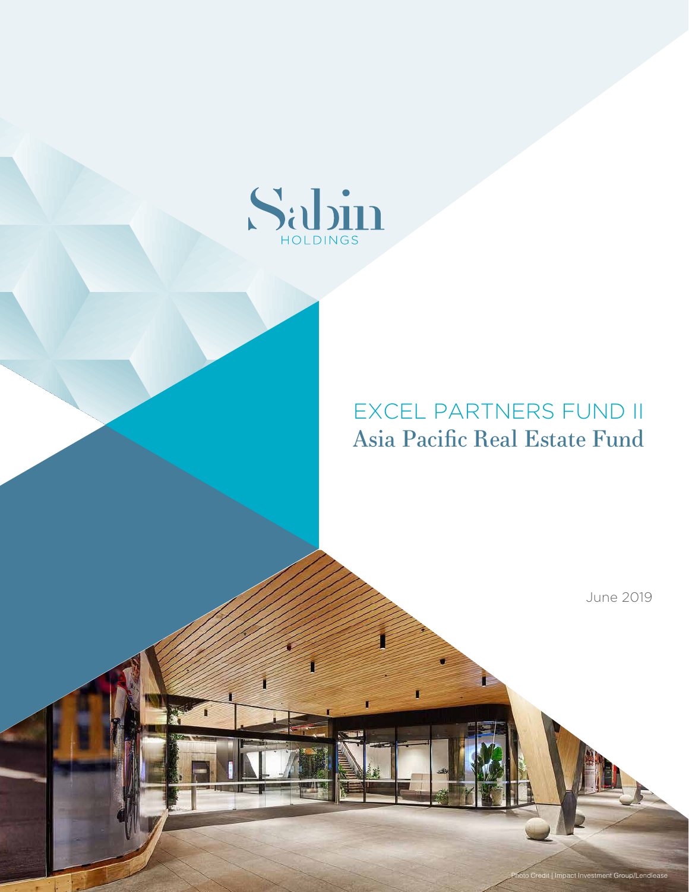Sabin HOLDINGS

# EXCEL PARTNERS FUND II

## Asia Pacific Real Estate Fund

June 2019

Photo Credit | Impact Investment Group/Lendlease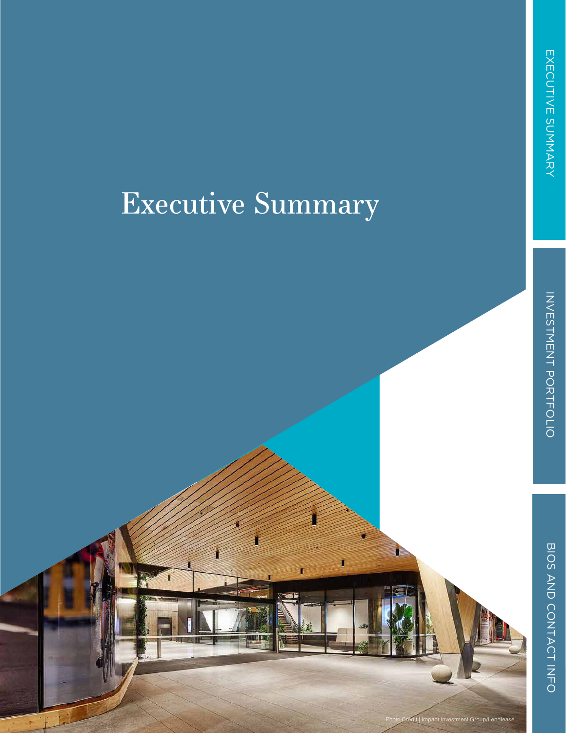# Executive Summary

Photo Credit | Impact Investment Group/Lendlease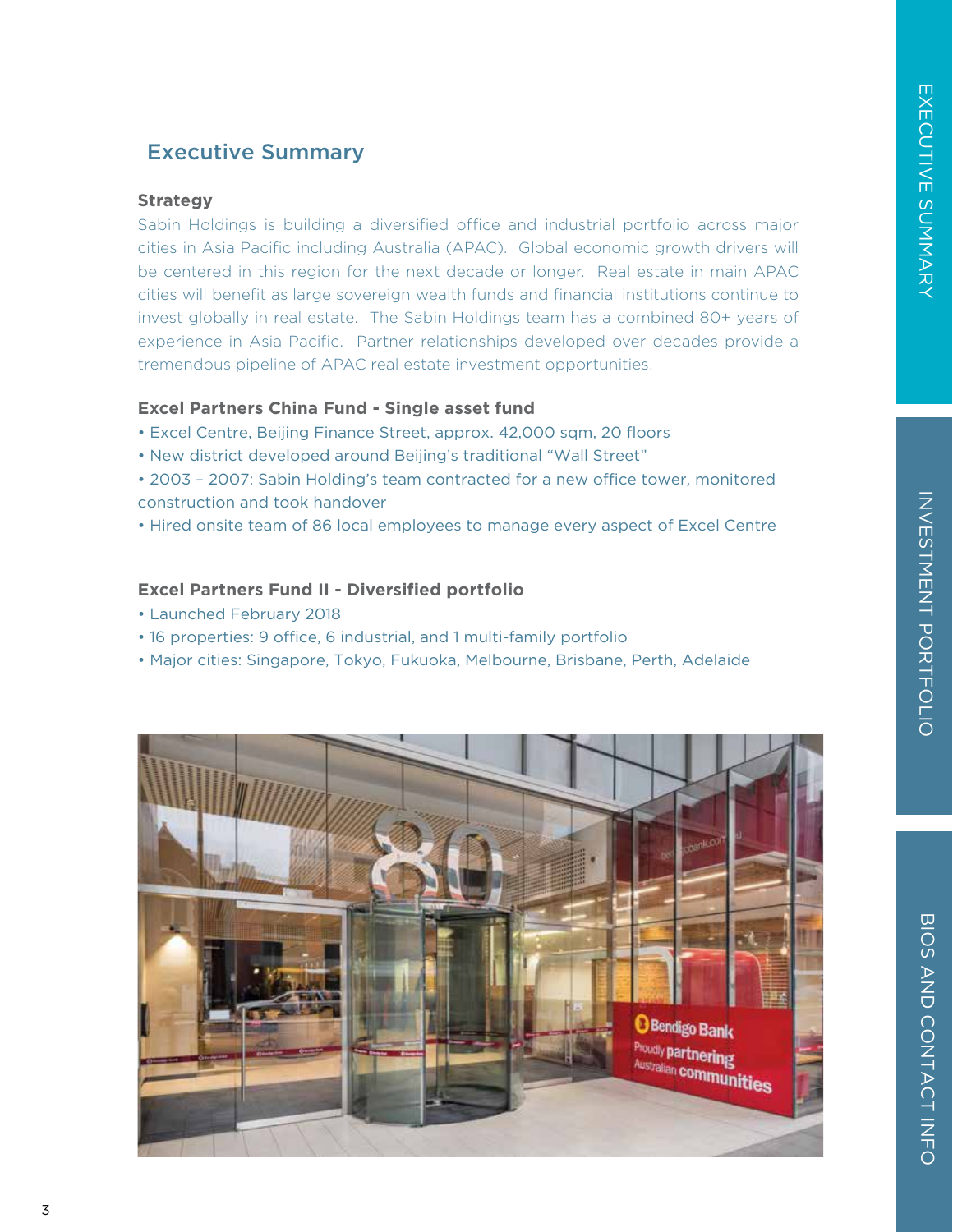## Executive Summary

### Strategy

Sabin Holdings is building a diversified office and industrial portfolio across major cities in Asia Pacific including Australia (APAC). Global economic growth drivers will be centered in this region for the next decade or longer. Real estate in main APAC cities will benefit as large sovereign wealth funds and financial institutions continue to invest globally in real estate. The Sabin Holdings team has a combined 80+ years of experience in Asia Pacific. Partner relationships developed over decades provide a tremendous pipeline of APAC real estate investment opportunities.

### Excel Partners China Fund - Single asset fund

- Excel Centre, Beijing Finance Street, approx. 42,000 sqm, 20 floors
- New district developed around Beijing's traditional "Wall Street"
- 2003 – 2007: Sabin Holding's team contracted for a new office tower, monitored construction and took handover
- Hired onsite team of 86 local employees to manage every aspect of Excel Centre

### Excel Partners Fund II - Diversified portfolio

- Launched February 2018
- 16 properties: 9 office, 6 industrial, and 1 multi-family portfolio
- Major cities: Singapore, Tokyo, Fukuoka, Melbourne, Brisbane, Perth, Adelaide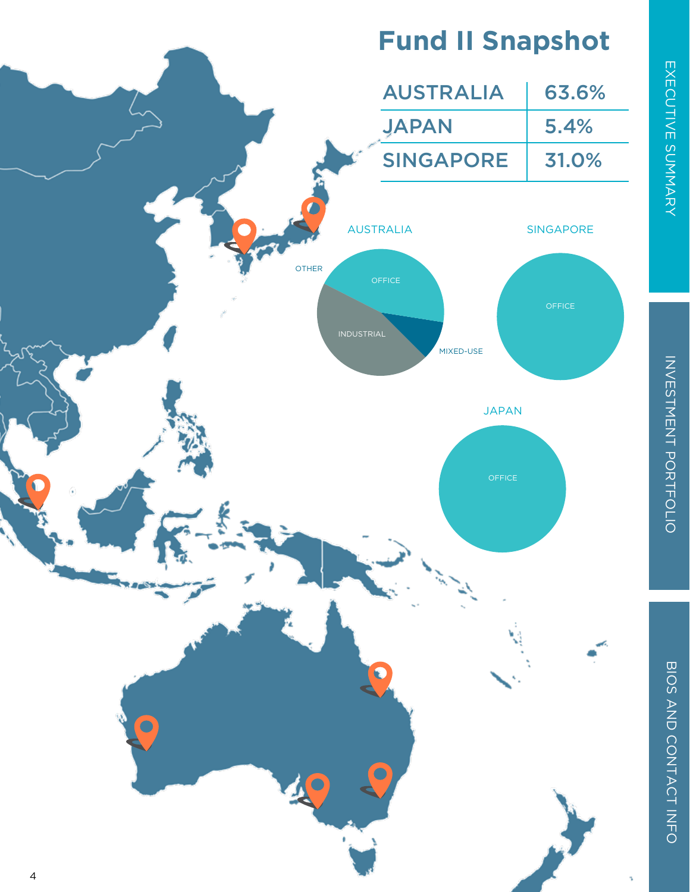# Fund II Snapshot

| AUSTRALIA | 63.6% |
|---|---|
| JAPAN | 5.4% |
| SINGAPORE | 31.0% |

AUSTRALIA

OTHER

OFFICE

INDUSTRIAL

MIXED-USE

SINGAPORE

OFFICE

JAPAN

OFFICE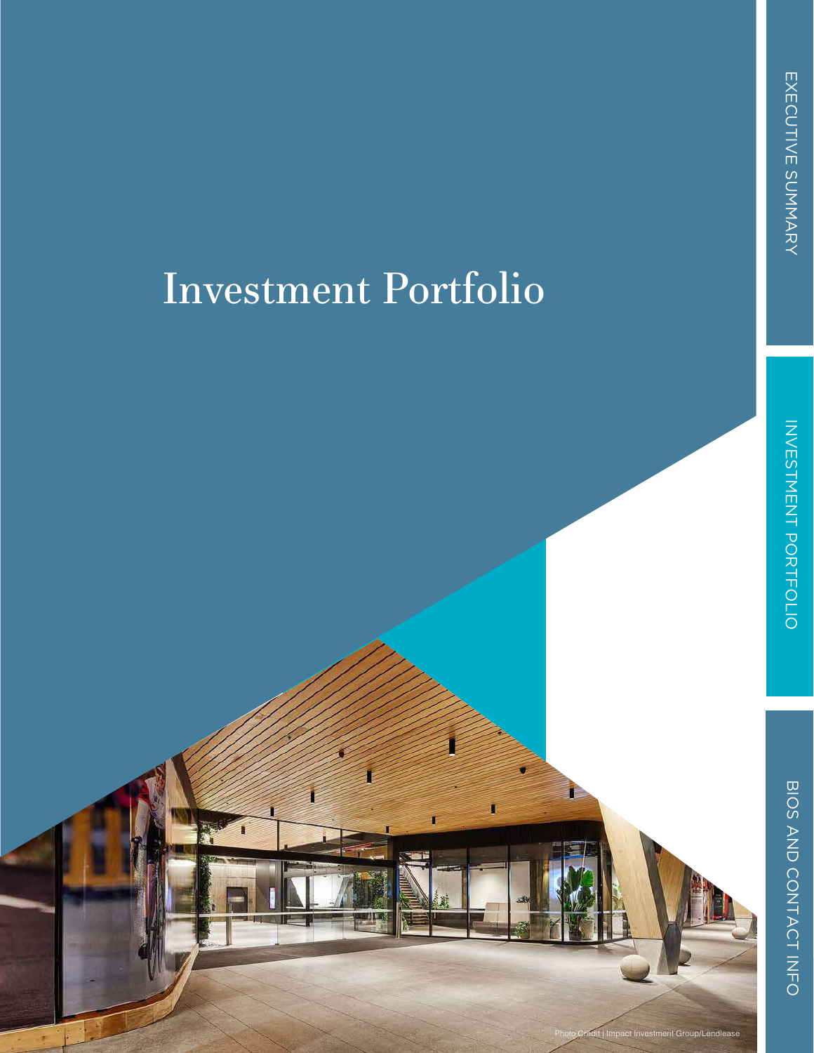# Investment Portfolio

Photo Credit | Impact Investment Group/Lendlease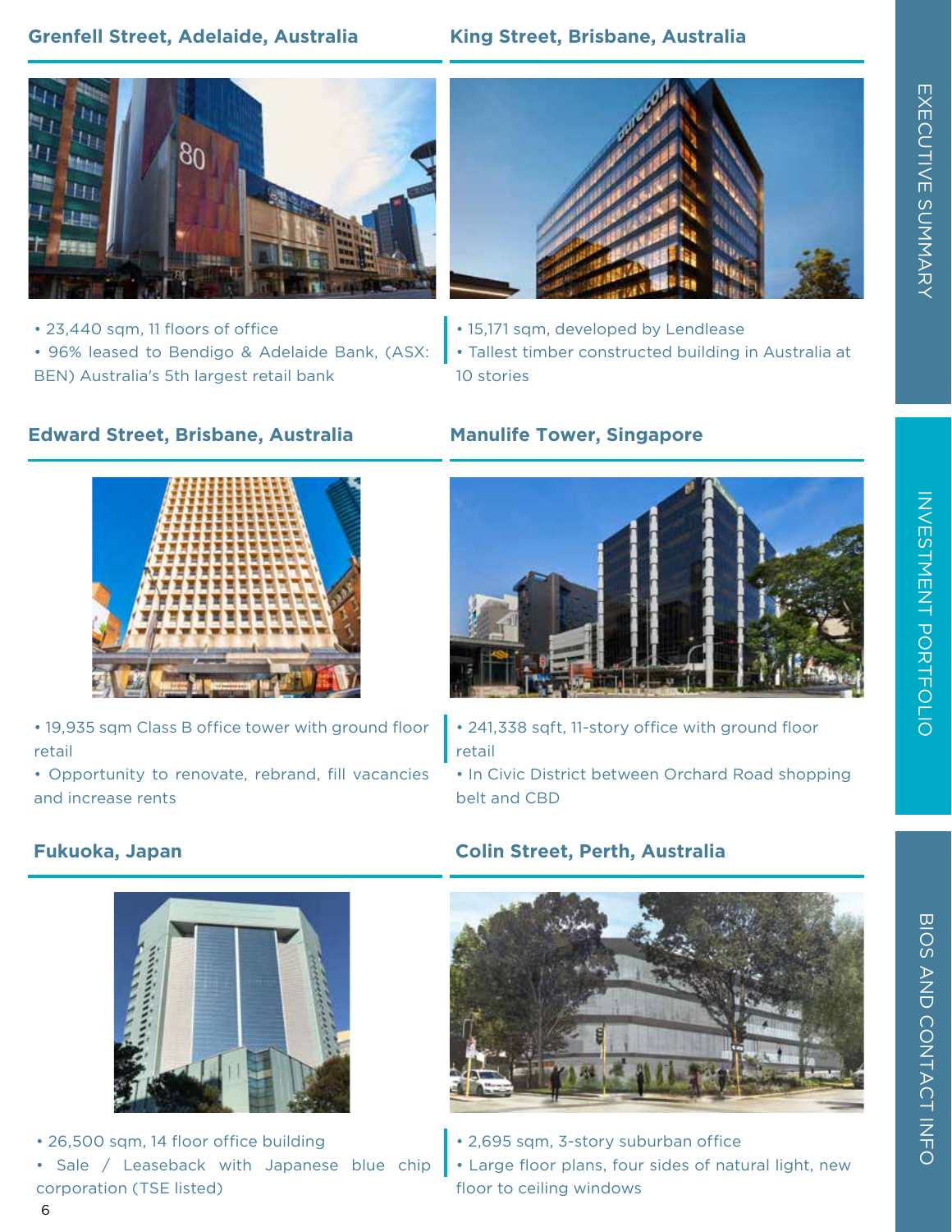## Grenfell Street, Adelaide, Australia

- 23,440 sqm, 11 floors of office
- 96% leased to Bendigo & Adelaide Bank, (ASX: BEN) Australia's 5th largest retail bank

## King Street, Brisbane, Australia

- 15,171 sqm, developed by Lendlease
- Tallest timber constructed building in Australia at 10 stories

## Edward Street, Brisbane, Australia

- 19,935 sqm Class B office tower with ground floor retail
- Opportunity to renovate, rebrand, fill vacancies and increase rents

## Manulife Tower, Singapore

- 241,338 sqft, 11-story office with ground floor retail
- In Civic District between Orchard Road shopping belt and CBD

## Fukuoka, Japan

- 26,500 sqm, 14 floor office building
- Sale / Leaseback with Japanese blue chip corporation (TSE listed)

## Colin Street, Perth, Australia

- 2,695 sqm, 3-story suburban office
- Large floor plans, four sides of natural light, new floor to ceiling windows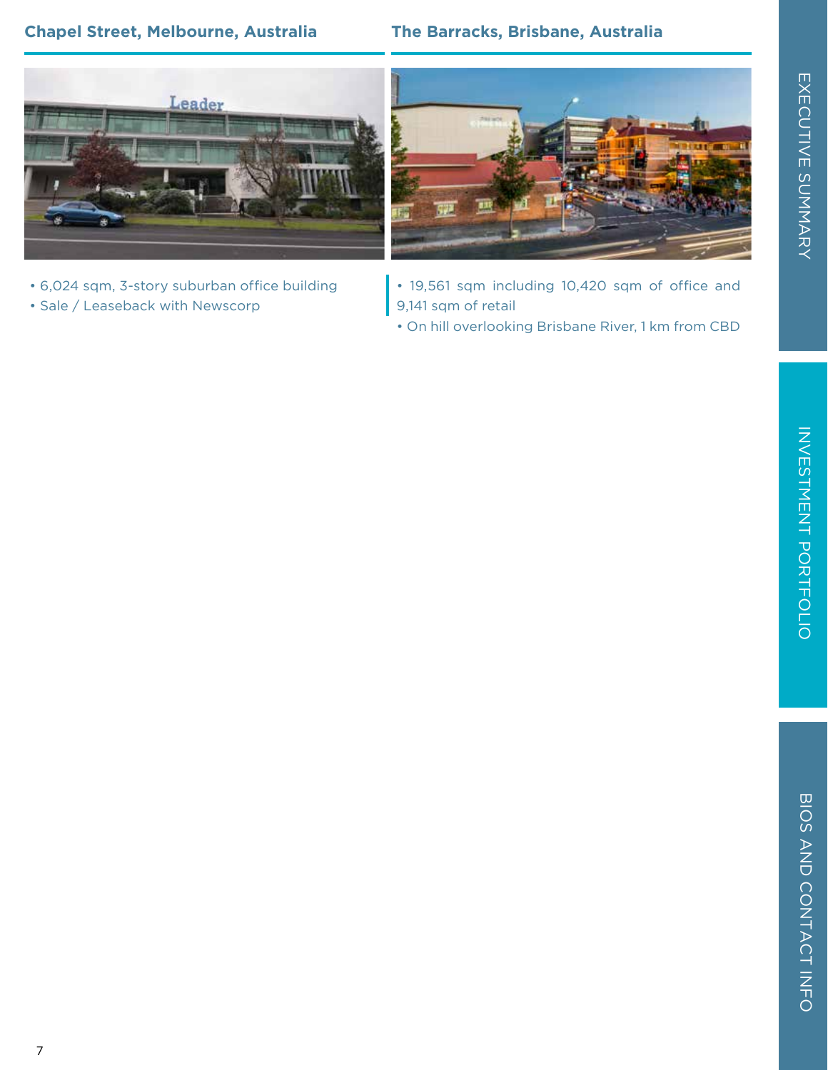## Chapel Street, Melbourne, Australia

- 6,024 sqm, 3-story suburban office building
- Sale / Leaseback with Newscorp

## The Barracks, Brisbane, Australia

- 19,561 sqm including 10,420 sqm of office and 9,141 sqm of retail
- On hill overlooking Brisbane River, 1 km from CBD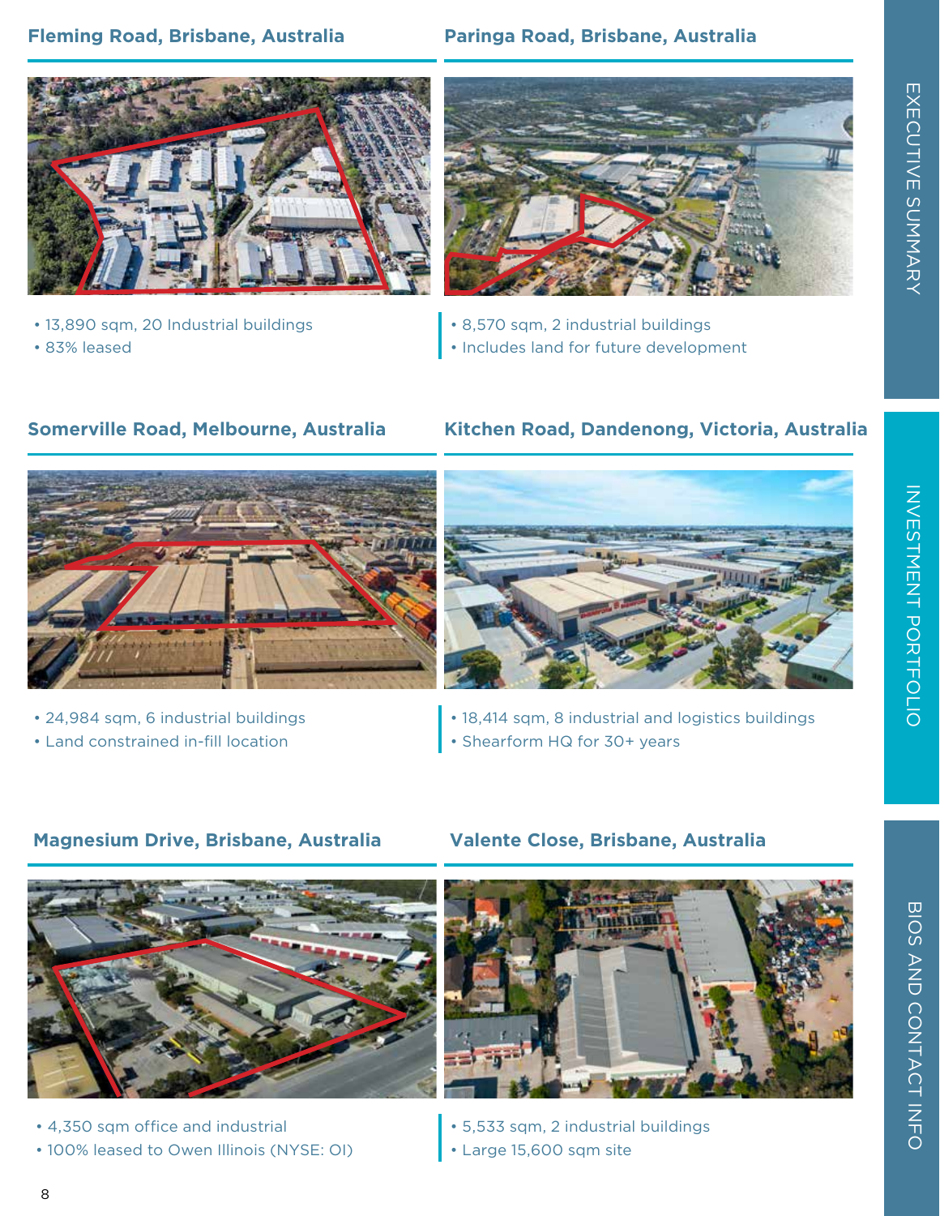### Fleming Road, Brisbane, Australia

- 13,890 sqm, 20 Industrial buildings
- 83% leased

### Paringa Road, Brisbane, Australia

- 8,570 sqm, 2 industrial buildings
- Includes land for future development

### Somerville Road, Melbourne, Australia

- 24,984 sqm, 6 industrial buildings
- Land constrained in-fill location

### Kitchen Road, Dandenong, Victoria, Australia

- 18,414 sqm, 8 industrial and logistics buildings
- Shearform HQ for 30+ years

### Magnesium Drive, Brisbane, Australia

- 4,350 sqm office and industrial
- 100% leased to Owen Illinois (NYSE: OI)

### Valente Close, Brisbane, Australia

- 5,533 sqm, 2 industrial buildings
- Large 15,600 sqm site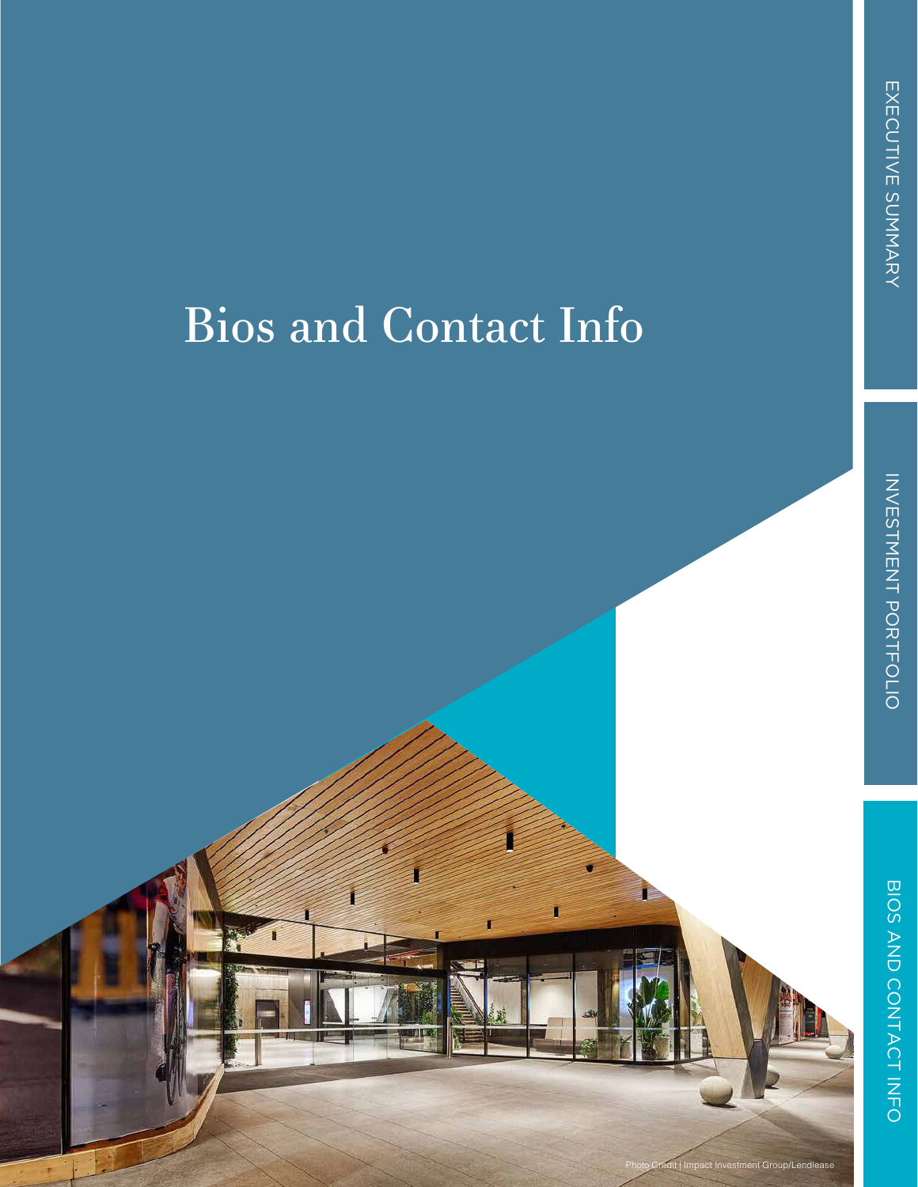# Bios and Contact Info

Photo Credit | Impact Investment Group/Lendlease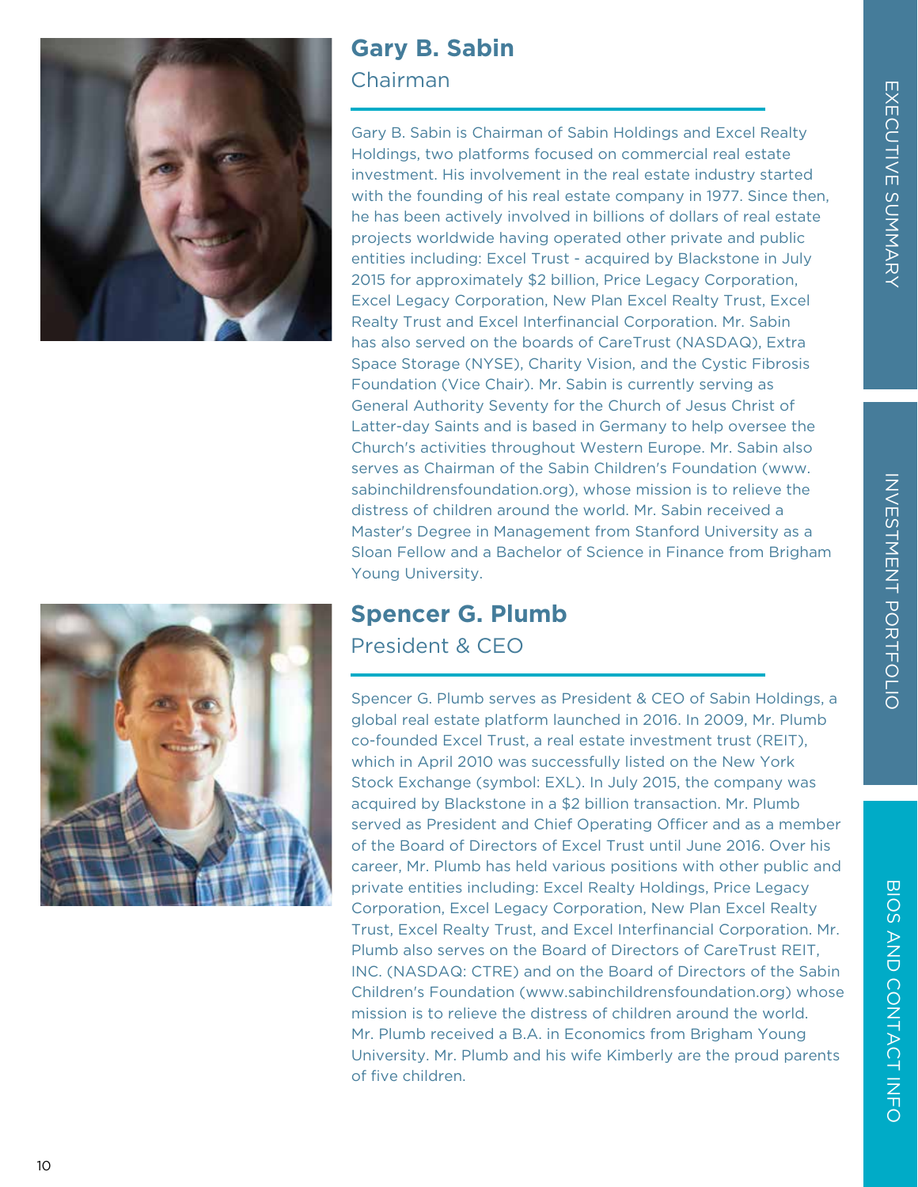## Gary B. Sabin

Chairman

Gary B. Sabin is Chairman of Sabin Holdings and Excel Realty Holdings, two platforms focused on commercial real estate investment. His involvement in the real estate industry started with the founding of his real estate company in 1977. Since then, he has been actively involved in billions of dollars of real estate projects worldwide having operated other private and public entities including: Excel Trust - acquired by Blackstone in July 2015 for approximately $2 billion, Price Legacy Corporation, Excel Legacy Corporation, New Plan Excel Realty Trust, Excel Realty Trust and Excel Interfinancial Corporation. Mr. Sabin has also served on the boards of CareTrust (NASDAQ), Extra Space Storage (NYSE), Charity Vision, and the Cystic Fibrosis Foundation (Vice Chair). Mr. Sabin is currently serving as General Authority Seventy for the Church of Jesus Christ of Latter-day Saints and is based in Germany to help oversee the Church's activities throughout Western Europe. Mr. Sabin also serves as Chairman of the Sabin Children's Foundation (www.sabinchildrensfoundation.org), whose mission is to relieve the distress of children around the world. Mr. Sabin received a Master's Degree in Management from Stanford University as a Sloan Fellow and a Bachelor of Science in Finance from Brigham Young University.

## Spencer G. Plumb

President & CEO

Spencer G. Plumb serves as President & CEO of Sabin Holdings, a global real estate platform launched in 2016. In 2009, Mr. Plumb co-founded Excel Trust, a real estate investment trust (REIT), which in April 2010 was successfully listed on the New York Stock Exchange (symbol: EXL). In July 2015, the company was acquired by Blackstone in a $2 billion transaction. Mr. Plumb served as President and Chief Operating Officer and as a member of the Board of Directors of Excel Trust until June 2016. Over his career, Mr. Plumb has held various positions with other public and private entities including: Excel Realty Holdings, Price Legacy Corporation, Excel Legacy Corporation, New Plan Excel Realty Trust, Excel Realty Trust, and Excel Interfinancial Corporation. Mr. Plumb also serves on the Board of Directors of CareTrust REIT, INC. (NASDAQ: CTRE) and on the Board of Directors of the Sabin Children's Foundation (www.sabinchildrensfoundation.org) whose mission is to relieve the distress of children around the world. Mr. Plumb received a B.A. in Economics from Brigham Young University. Mr. Plumb and his wife Kimberly are the proud parents of five children.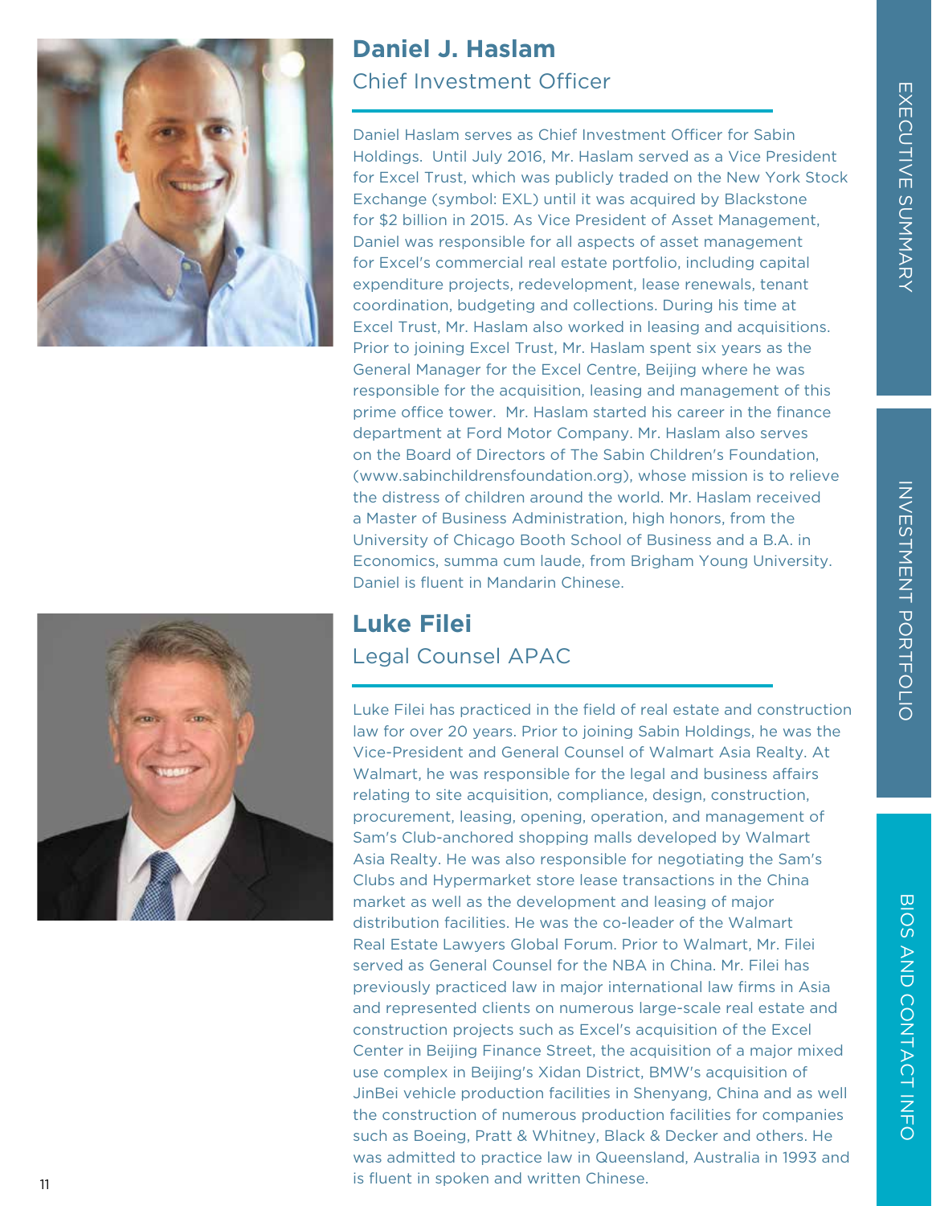## Daniel J. Haslam

### Chief Investment Officer

Daniel Haslam serves as Chief Investment Officer for Sabin Holdings. Until July 2016, Mr. Haslam served as a Vice President for Excel Trust, which was publicly traded on the New York Stock Exchange (symbol: EXL) until it was acquired by Blackstone for $2 billion in 2015. As Vice President of Asset Management, Daniel was responsible for all aspects of asset management for Excel's commercial real estate portfolio, including capital expenditure projects, redevelopment, lease renewals, tenant coordination, budgeting and collections. During his time at Excel Trust, Mr. Haslam also worked in leasing and acquisitions. Prior to joining Excel Trust, Mr. Haslam spent six years as the General Manager for the Excel Centre, Beijing where he was responsible for the acquisition, leasing and management of this prime office tower. Mr. Haslam started his career in the finance department at Ford Motor Company. Mr. Haslam also serves on the Board of Directors of The Sabin Children's Foundation, (www.sabinchildrensfoundation.org), whose mission is to relieve the distress of children around the world. Mr. Haslam received a Master of Business Administration, high honors, from the University of Chicago Booth School of Business and a B.A. in Economics, summa cum laude, from Brigham Young University. Daniel is fluent in Mandarin Chinese.

## Luke Filei

### Legal Counsel APAC

Luke Filei has practiced in the field of real estate and construction law for over 20 years. Prior to joining Sabin Holdings, he was the Vice-President and General Counsel of Walmart Asia Realty. At Walmart, he was responsible for the legal and business affairs relating to site acquisition, compliance, design, construction, procurement, leasing, opening, operation, and management of Sam's Club-anchored shopping malls developed by Walmart Asia Realty. He was also responsible for negotiating the Sam's Clubs and Hypermarket store lease transactions in the China market as well as the development and leasing of major distribution facilities. He was the co-leader of the Walmart Real Estate Lawyers Global Forum. Prior to Walmart, Mr. Filei served as General Counsel for the NBA in China. Mr. Filei has previously practiced law in major international law firms in Asia and represented clients on numerous large-scale real estate and construction projects such as Excel's acquisition of the Excel Center in Beijing Finance Street, the acquisition of a major mixed use complex in Beijing's Xidan District, BMW's acquisition of JinBei vehicle production facilities in Shenyang, China and as well the construction of numerous production facilities for companies such as Boeing, Pratt & Whitney, Black & Decker and others. He was admitted to practice law in Queensland, Australia in 1993 and is fluent in spoken and written Chinese.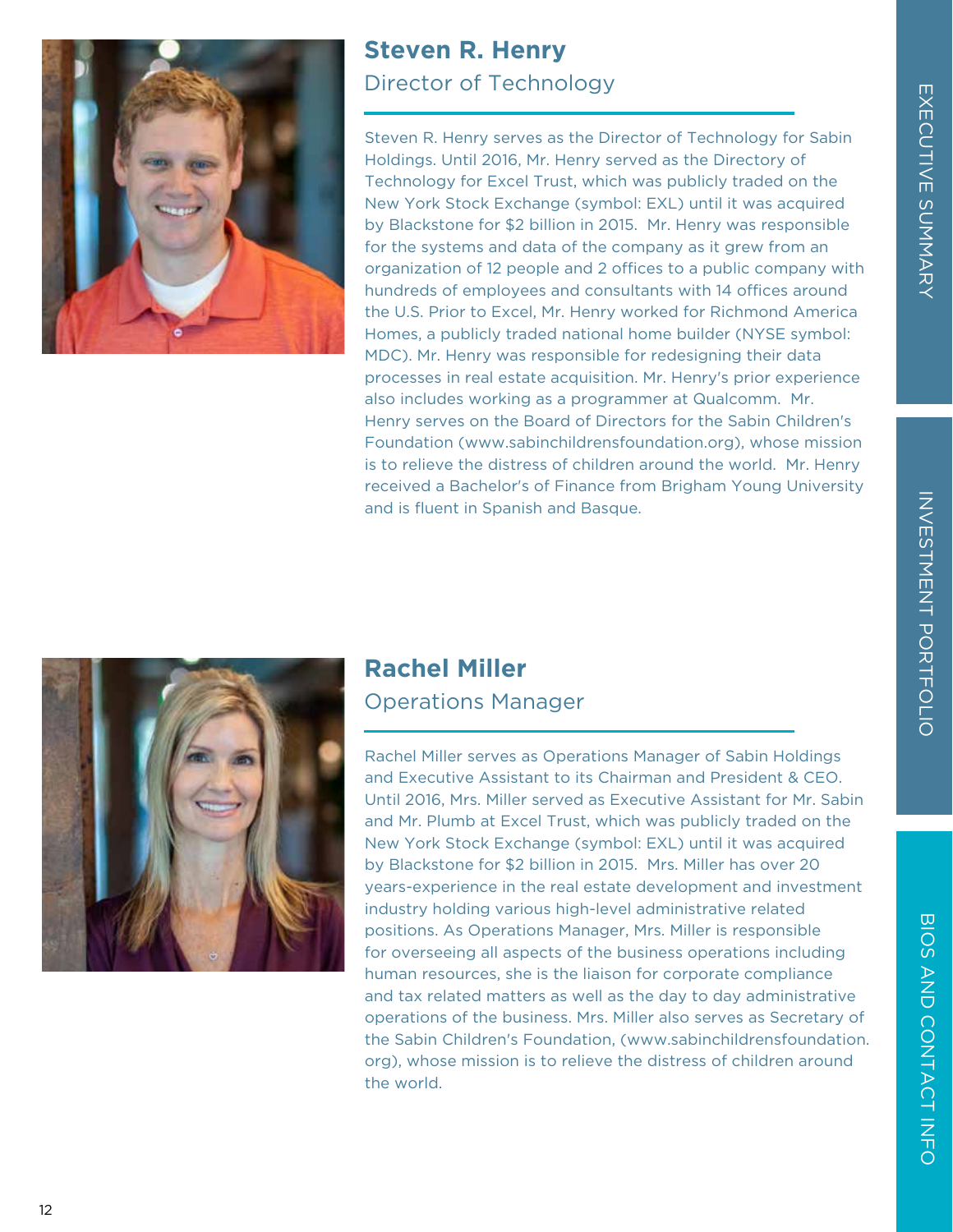## Steven R. Henry

### Director of Technology

Steven R. Henry serves as the Director of Technology for Sabin Holdings. Until 2016, Mr. Henry served as the Directory of Technology for Excel Trust, which was publicly traded on the New York Stock Exchange (symbol: EXL) until it was acquired by Blackstone for $2 billion in 2015. Mr. Henry was responsible for the systems and data of the company as it grew from an organization of 12 people and 2 offices to a public company with hundreds of employees and consultants with 14 offices around the U.S. Prior to Excel, Mr. Henry worked for Richmond America Homes, a publicly traded national home builder (NYSE symbol: MDC). Mr. Henry was responsible for redesigning their data processes in real estate acquisition. Mr. Henry's prior experience also includes working as a programmer at Qualcomm. Mr. Henry serves on the Board of Directors for the Sabin Children's Foundation (www.sabinchildrensfoundation.org), whose mission is to relieve the distress of children around the world. Mr. Henry received a Bachelor's of Finance from Brigham Young University and is fluent in Spanish and Basque.

## Rachel Miller

### Operations Manager

Rachel Miller serves as Operations Manager of Sabin Holdings and Executive Assistant to its Chairman and President & CEO. Until 2016, Mrs. Miller served as Executive Assistant for Mr. Sabin and Mr. Plumb at Excel Trust, which was publicly traded on the New York Stock Exchange (symbol: EXL) until it was acquired by Blackstone for $2 billion in 2015. Mrs. Miller has over 20 years-experience in the real estate development and investment industry holding various high-level administrative related positions. As Operations Manager, Mrs. Miller is responsible for overseeing all aspects of the business operations including human resources, she is the liaison for corporate compliance and tax related matters as well as the day to day administrative operations of the business. Mrs. Miller also serves as Secretary of the Sabin Children's Foundation, (www.sabinchildrensfoundation.org), whose mission is to relieve the distress of children around the world.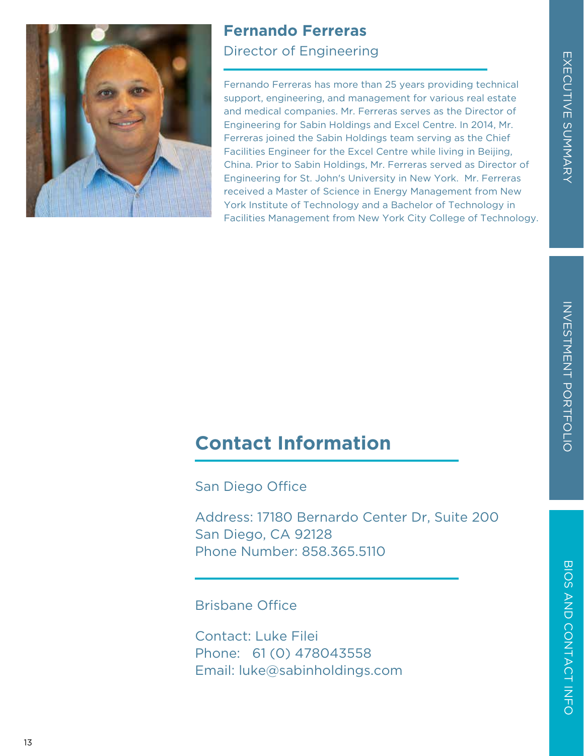## Fernando Ferreras

Director of Engineering

Fernando Ferreras has more than 25 years providing technical support, engineering, and management for various real estate and medical companies. Mr. Ferreras serves as the Director of Engineering for Sabin Holdings and Excel Centre. In 2014, Mr. Ferreras joined the Sabin Holdings team serving as the Chief Facilities Engineer for the Excel Centre while living in Beijing, China. Prior to Sabin Holdings, Mr. Ferreras served as Director of Engineering for St. John's University in New York. Mr. Ferreras received a Master of Science in Energy Management from New York Institute of Technology and a Bachelor of Technology in Facilities Management from New York City College of Technology.

## Contact Information

San Diego Office

Address: 17180 Bernardo Center Dr, Suite 200
San Diego, CA 92128
Phone Number: 858.365.5110

Brisbane Office

Contact: Luke Filei
Phone: 61 (0) 478043558
Email: luke@sabinholdings.com